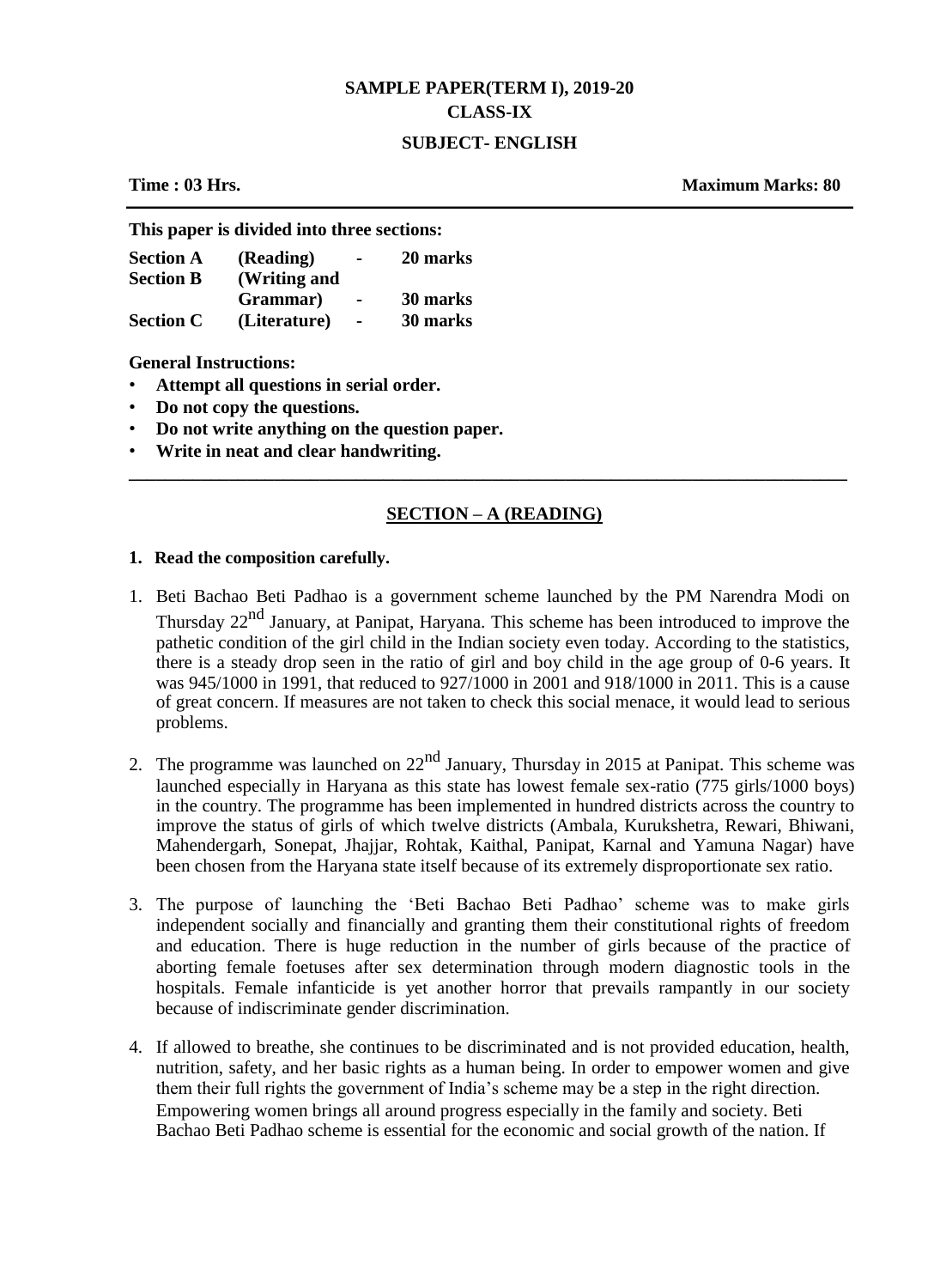**SAMPLE PAPER(TERM I), 2019-20**

**CLASS-IX**

**SUBJECT- ENGLISH**

**Time : 03 Hrs.** **Maximum Marks: 80**

---

**This paper is divided into three sections:**

| | | | |
|---|---|---|---|
| **Section A** | **(Reading)** | **-** | **20 marks** |
| **Section B** | **(Writing and Grammar)** | **-** | **30 marks** |
| **Section C** | **(Literature)** | **-** | **30 marks** |

**General Instructions:**

- **Attempt all questions in serial order.**
- **Do not copy the questions.**
- **Do not write anything on the question paper.**
- **Write in neat and clear handwriting.**

---

## SECTION – A (READING)

**1. Read the composition carefully.**

1. Beti Bachao Beti Padhao is a government scheme launched by the PM Narendra Modi on Thursday 22nd January, at Panipat, Haryana. This scheme has been introduced to improve the pathetic condition of the girl child in the Indian society even today. According to the statistics, there is a steady drop seen in the ratio of girl and boy child in the age group of 0-6 years. It was 945/1000 in 1991, that reduced to 927/1000 in 2001 and 918/1000 in 2011. This is a cause of great concern. If measures are not taken to check this social menace, it would lead to serious problems.

2. The programme was launched on 22nd January, Thursday in 2015 at Panipat. This scheme was launched especially in Haryana as this state has lowest female sex-ratio (775 girls/1000 boys) in the country. The programme has been implemented in hundred districts across the country to improve the status of girls of which twelve districts (Ambala, Kurukshetra, Rewari, Bhiwani, Mahendergarh, Sonepat, Jhajjar, Rohtak, Kaithal, Panipat, Karnal and Yamuna Nagar) have been chosen from the Haryana state itself because of its extremely disproportionate sex ratio.

3. The purpose of launching the 'Beti Bachao Beti Padhao' scheme was to make girls independent socially and financially and granting them their constitutional rights of freedom and education. There is huge reduction in the number of girls because of the practice of aborting female foetuses after sex determination through modern diagnostic tools in the hospitals. Female infanticide is yet another horror that prevails rampantly in our society because of indiscriminate gender discrimination.

4. If allowed to breathe, she continues to be discriminated and is not provided education, health, nutrition, safety, and her basic rights as a human being. In order to empower women and give them their full rights the government of India's scheme may be a step in the right direction. Empowering women brings all around progress especially in the family and society. Beti Bachao Beti Padhao scheme is essential for the economic and social growth of the nation. If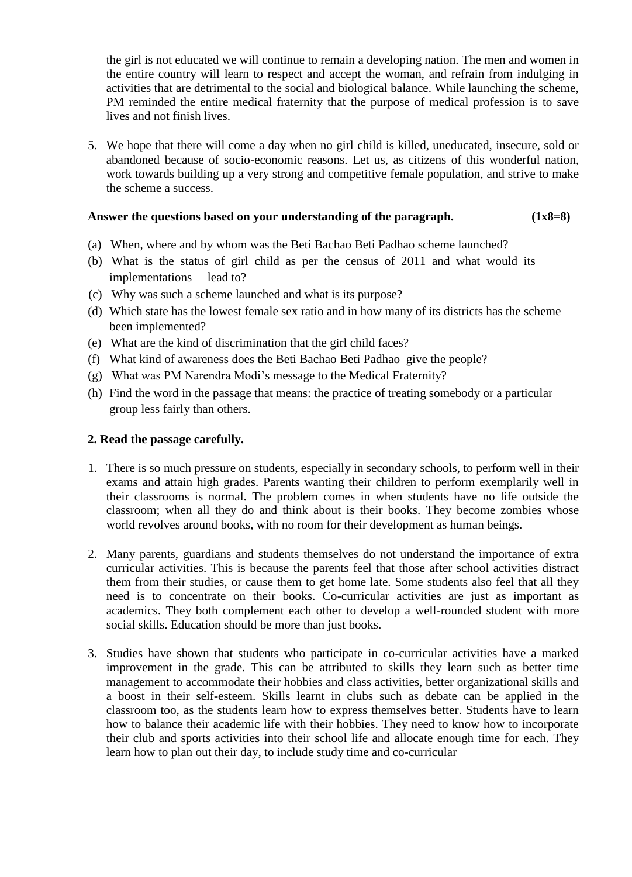the girl is not educated we will continue to remain a developing nation. The men and women in the entire country will learn to respect and accept the woman, and refrain from indulging in activities that are detrimental to the social and biological balance. While launching the scheme, PM reminded the entire medical fraternity that the purpose of medical profession is to save lives and not finish lives.

5. We hope that there will come a day when no girl child is killed, uneducated, insecure, sold or abandoned because of socio-economic reasons. Let us, as citizens of this wonderful nation, work towards building up a very strong and competitive female population, and strive to make the scheme a success.

**Answer the questions based on your understanding of the paragraph. (1x8=8)**

(a) When, where and by whom was the Beti Bachao Beti Padhao scheme launched?
(b) What is the status of girl child as per the census of 2011 and what would its implementations lead to?
(c) Why was such a scheme launched and what is its purpose?
(d) Which state has the lowest female sex ratio and in how many of its districts has the scheme been implemented?
(e) What are the kind of discrimination that the girl child faces?
(f) What kind of awareness does the Beti Bachao Beti Padhao give the people?
(g) What was PM Narendra Modi's message to the Medical Fraternity?
(h) Find the word in the passage that means: the practice of treating somebody or a particular group less fairly than others.

**2. Read the passage carefully.**

1. There is so much pressure on students, especially in secondary schools, to perform well in their exams and attain high grades. Parents wanting their children to perform exemplarily well in their classrooms is normal. The problem comes in when students have no life outside the classroom; when all they do and think about is their books. They become zombies whose world revolves around books, with no room for their development as human beings.

2. Many parents, guardians and students themselves do not understand the importance of extra curricular activities. This is because the parents feel that those after school activities distract them from their studies, or cause them to get home late. Some students also feel that all they need is to concentrate on their books. Co-curricular activities are just as important as academics. They both complement each other to develop a well-rounded student with more social skills. Education should be more than just books.

3. Studies have shown that students who participate in co-curricular activities have a marked improvement in the grade. This can be attributed to skills they learn such as better time management to accommodate their hobbies and class activities, better organizational skills and a boost in their self-esteem. Skills learnt in clubs such as debate can be applied in the classroom too, as the students learn how to express themselves better. Students have to learn how to balance their academic life with their hobbies. They need to know how to incorporate their club and sports activities into their school life and allocate enough time for each. They learn how to plan out their day, to include study time and co-curricular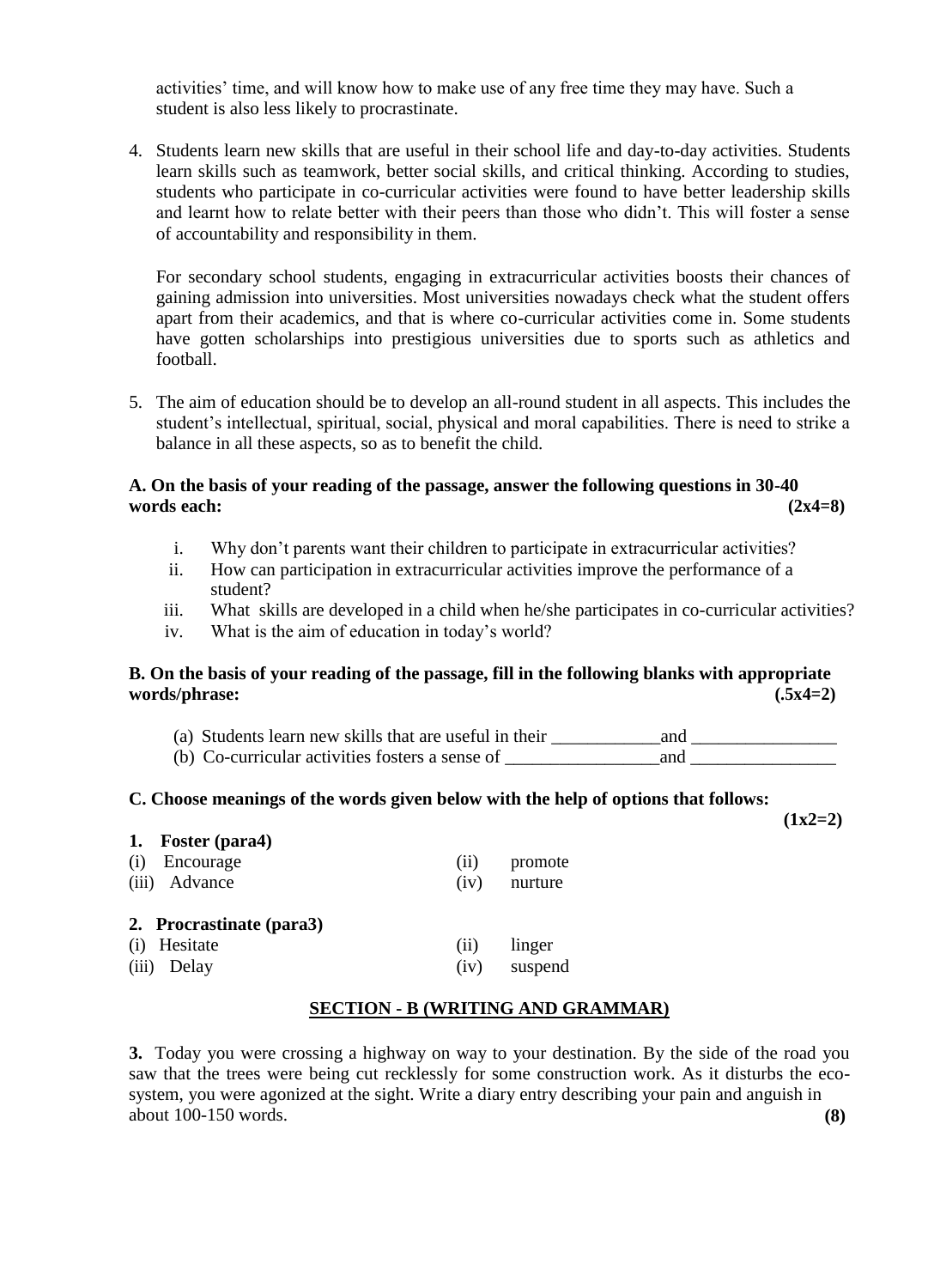activities' time, and will know how to make use of any free time they may have. Such a student is also less likely to procrastinate.

4. Students learn new skills that are useful in their school life and day-to-day activities. Students learn skills such as teamwork, better social skills, and critical thinking. According to studies, students who participate in co-curricular activities were found to have better leadership skills and learnt how to relate better with their peers than those who didn't. This will foster a sense of accountability and responsibility in them.

   For secondary school students, engaging in extracurricular activities boosts their chances of gaining admission into universities. Most universities nowadays check what the student offers apart from their academics, and that is where co-curricular activities come in. Some students have gotten scholarships into prestigious universities due to sports such as athletics and football.

5. The aim of education should be to develop an all-round student in all aspects. This includes the student's intellectual, spiritual, social, physical and moral capabilities. There is need to strike a balance in all these aspects, so as to benefit the child.

**A. On the basis of your reading of the passage, answer the following questions in 30-40 words each: (2x4=8)**

i. Why don't parents want their children to participate in extracurricular activities?
ii. How can participation in extracurricular activities improve the performance of a student?
iii. What skills are developed in a child when he/she participates in co-curricular activities?
iv. What is the aim of education in today's world?

**B. On the basis of your reading of the passage, fill in the following blanks with appropriate words/phrase: (.5x4=2)**

(a) Students learn new skills that are useful in their ____________and ________________
(b) Co-curricular activities fosters a sense of _________________and ________________

**C. Choose meanings of the words given below with the help of options that follows: (1x2=2)**

**1. Foster (para4)**

(i) Encourage (ii) promote
(iii) Advance (iv) nurture

**2. Procrastinate (para3)**

(i) Hesitate (ii) linger
(iii) Delay (iv) suspend

## SECTION - B (WRITING AND GRAMMAR)

**3.** Today you were crossing a highway on way to your destination. By the side of the road you saw that the trees were being cut recklessly for some construction work. As it disturbs the eco-system, you were agonized at the sight. Write a diary entry describing your pain and anguish in about 100-150 words. **(8)**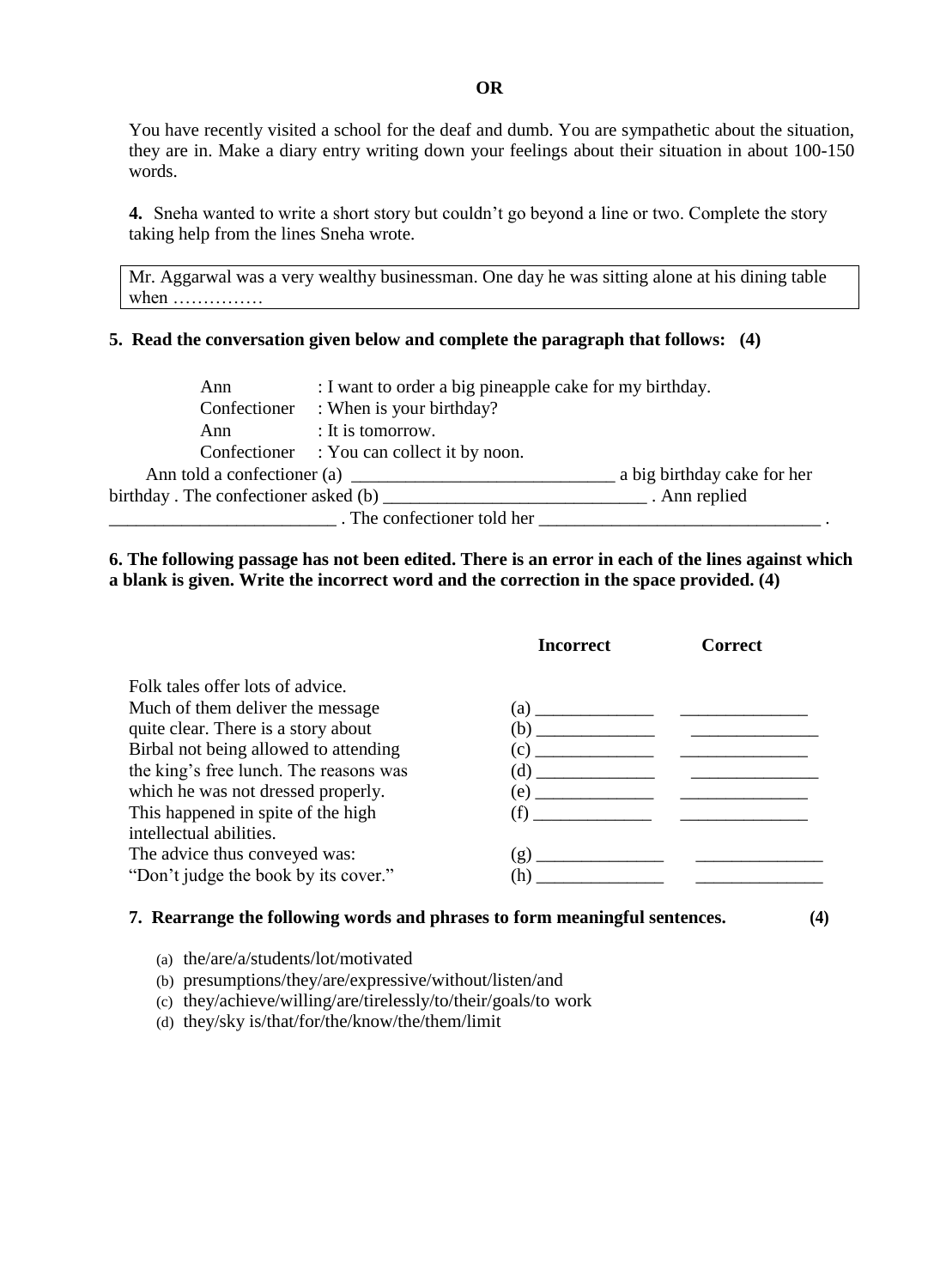**OR**

You have recently visited a school for the deaf and dumb. You are sympathetic about the situation, they are in. Make a diary entry writing down your feelings about their situation in about 100-150 words.

**4.** Sneha wanted to write a short story but couldn't go beyond a line or two. Complete the story taking help from the lines Sneha wrote.

| Mr. Aggarwal was a very wealthy businessman. One day he was sitting alone at his dining table when …………… |
|---|

**5. Read the conversation given below and complete the paragraph that follows: (4)**

| | |
|---|---|
| Ann | : I want to order a big pineapple cake for my birthday. |
| Confectioner | : When is your birthday? |
| Ann | : It is tomorrow. |
| Confectioner | : You can collect it by noon. |

Ann told a confectioner (a) ____________________________ a big birthday cake for her birthday . The confectioner asked (b) ____________________________ . Ann replied ________________________ . The confectioner told her ______________________________ .

**6. The following passage has not been edited. There is an error in each of the lines against which a blank is given. Write the incorrect word and the correction in the space provided. (4)**

| | Incorrect | Correct |
|---|---|---|
| Folk tales offer lots of advice. | | |
| Much of them deliver the message | (a) ____________ | ____________ |
| quite clear. There is a story about | (b) ____________ | ____________ |
| Birbal not being allowed to attending | (c) ____________ | ____________ |
| the king's free lunch. The reasons was | (d) ____________ | ____________ |
| which he was not dressed properly. | (e) ____________ | ____________ |
| This happened in spite of the high | (f) ____________ | ____________ |
| intellectual abilities. | | |
| The advice thus conveyed was: | (g) ____________ | ____________ |
| "Don't judge the book by its cover." | (h) ____________ | ____________ |

**7. Rearrange the following words and phrases to form meaningful sentences. (4)**

(a) the/are/a/students/lot/motivated
(b) presumptions/they/are/expressive/without/listen/and
(c) they/achieve/willing/are/tirelessly/to/their/goals/to work
(d) they/sky is/that/for/the/know/the/them/limit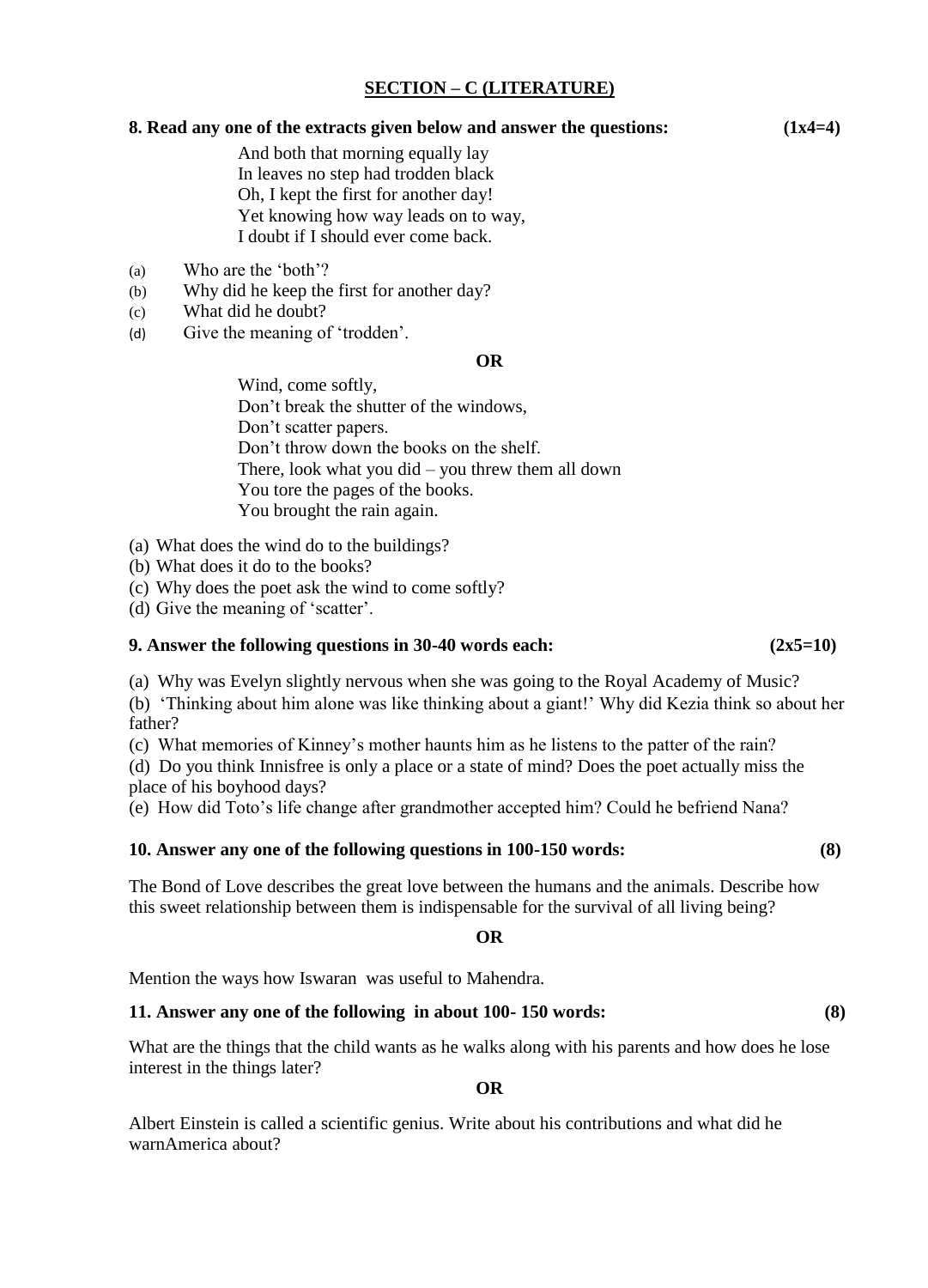## SECTION – C (LITERATURE)

**8. Read any one of the extracts given below and answer the questions: (1x4=4)**

> And both that morning equally lay
> In leaves no step had trodden black
> Oh, I kept the first for another day!
> Yet knowing how way leads on to way,
> I doubt if I should ever come back.

(a) Who are the 'both'?
(b) Why did he keep the first for another day?
(c) What did he doubt?
(d) Give the meaning of 'trodden'.

**OR**

> Wind, come softly,
> Don't break the shutter of the windows,
> Don't scatter papers.
> Don't throw down the books on the shelf.
> There, look what you did – you threw them all down
> You tore the pages of the books.
> You brought the rain again.

(a) What does the wind do to the buildings?
(b) What does it do to the books?
(c) Why does the poet ask the wind to come softly?
(d) Give the meaning of 'scatter'.

**9. Answer the following questions in 30-40 words each: (2x5=10)**

(a) Why was Evelyn slightly nervous when she was going to the Royal Academy of Music?
(b) 'Thinking about him alone was like thinking about a giant!' Why did Kezia think so about her father?
(c) What memories of Kinney's mother haunts him as he listens to the patter of the rain?
(d) Do you think Innisfree is only a place or a state of mind? Does the poet actually miss the place of his boyhood days?
(e) How did Toto's life change after grandmother accepted him? Could he befriend Nana?

**10. Answer any one of the following questions in 100-150 words: (8)**

The Bond of Love describes the great love between the humans and the animals. Describe how this sweet relationship between them is indispensable for the survival of all living being?

**OR**

Mention the ways how Iswaran was useful to Mahendra.

**11. Answer any one of the following in about 100- 150 words: (8)**

What are the things that the child wants as he walks along with his parents and how does he lose interest in the things later?

**OR**

Albert Einstein is called a scientific genius. Write about his contributions and what did he warnAmerica about?